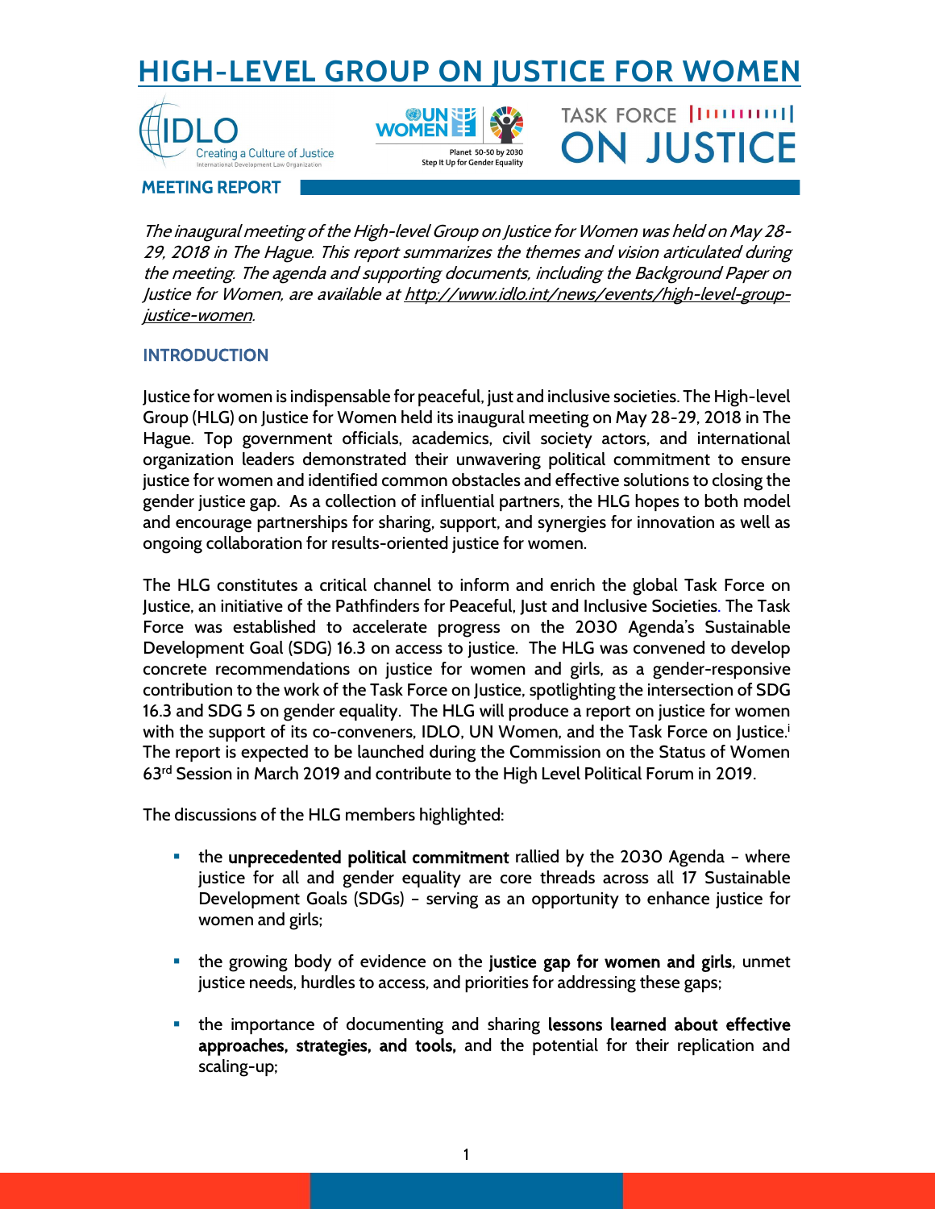# HIGH-LEVEL GROUP ON JUSTICE FOR WOMEN

IDLO — Creating a Culture of Justice — International Development Law Organization

UN WOMEN — Planet 50-50 by 2030 — Step It Up for Gender Equality

TASK FORCE ON JUSTICE

## MEETING REPORT

*The inaugural meeting of the High-level Group on Justice for Women was held on May 28-29, 2018 in The Hague. This report summarizes the themes and vision articulated during the meeting. The agenda and supporting documents, including the Background Paper on Justice for Women, are available at http://www.idlo.int/news/events/high-level-group-justice-women.*

### INTRODUCTION

Justice for women is indispensable for peaceful, just and inclusive societies. The High-level Group (HLG) on Justice for Women held its inaugural meeting on May 28-29, 2018 in The Hague. Top government officials, academics, civil society actors, and international organization leaders demonstrated their unwavering political commitment to ensure justice for women and identified common obstacles and effective solutions to closing the gender justice gap. As a collection of influential partners, the HLG hopes to both model and encourage partnerships for sharing, support, and synergies for innovation as well as ongoing collaboration for results-oriented justice for women.

The HLG constitutes a critical channel to inform and enrich the global Task Force on Justice, an initiative of the Pathfinders for Peaceful, Just and Inclusive Societies. The Task Force was established to accelerate progress on the 2030 Agenda's Sustainable Development Goal (SDG) 16.3 on access to justice. The HLG was convened to develop concrete recommendations on justice for women and girls, as a gender-responsive contribution to the work of the Task Force on Justice, spotlighting the intersection of SDG 16.3 and SDG 5 on gender equality. The HLG will produce a report on justice for women with the support of its co-conveners, IDLO, UN Women, and the Task Force on Justice.[i] The report is expected to be launched during the Commission on the Status of Women 63rd Session in March 2019 and contribute to the High Level Political Forum in 2019.

The discussions of the HLG members highlighted:

- the **unprecedented political commitment** rallied by the 2030 Agenda – where justice for all and gender equality are core threads across all 17 Sustainable Development Goals (SDGs) – serving as an opportunity to enhance justice for women and girls;
- the growing body of evidence on the **justice gap for women and girls**, unmet justice needs, hurdles to access, and priorities for addressing these gaps;
- the importance of documenting and sharing **lessons learned about effective approaches, strategies, and tools,** and the potential for their replication and scaling-up;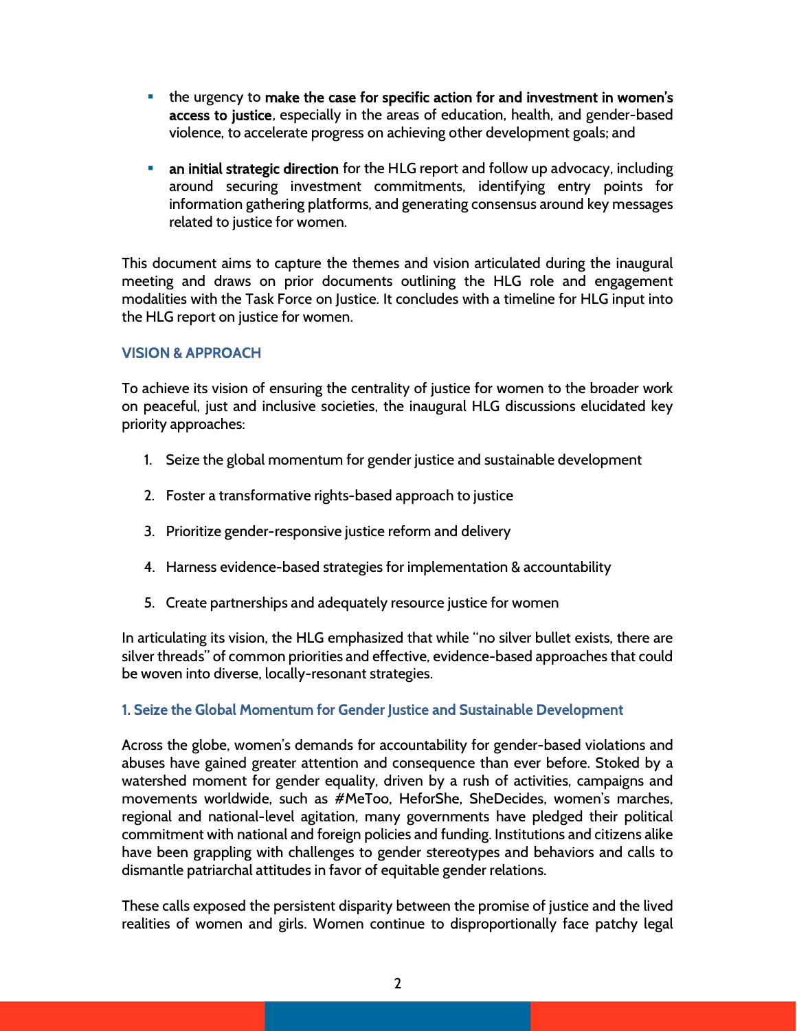- the urgency to **make the case for specific action for and investment in women's access to justice**, especially in the areas of education, health, and gender-based violence, to accelerate progress on achieving other development goals; and
- **an initial strategic direction** for the HLG report and follow up advocacy, including around securing investment commitments, identifying entry points for information gathering platforms, and generating consensus around key messages related to justice for women.

This document aims to capture the themes and vision articulated during the inaugural meeting and draws on prior documents outlining the HLG role and engagement modalities with the Task Force on Justice. It concludes with a timeline for HLG input into the HLG report on justice for women.

## VISION & APPROACH

To achieve its vision of ensuring the centrality of justice for women to the broader work on peaceful, just and inclusive societies, the inaugural HLG discussions elucidated key priority approaches:

1. Seize the global momentum for gender justice and sustainable development
2. Foster a transformative rights-based approach to justice
3. Prioritize gender-responsive justice reform and delivery
4. Harness evidence-based strategies for implementation & accountability
5. Create partnerships and adequately resource justice for women

In articulating its vision, the HLG emphasized that while "no silver bullet exists, there are silver threads" of common priorities and effective, evidence-based approaches that could be woven into diverse, locally-resonant strategies.

### 1. Seize the Global Momentum for Gender Justice and Sustainable Development

Across the globe, women's demands for accountability for gender-based violations and abuses have gained greater attention and consequence than ever before. Stoked by a watershed moment for gender equality, driven by a rush of activities, campaigns and movements worldwide, such as #MeToo, HeforShe, SheDecides, women's marches, regional and national-level agitation, many governments have pledged their political commitment with national and foreign policies and funding. Institutions and citizens alike have been grappling with challenges to gender stereotypes and behaviors and calls to dismantle patriarchal attitudes in favor of equitable gender relations.

These calls exposed the persistent disparity between the promise of justice and the lived realities of women and girls. Women continue to disproportionally face patchy legal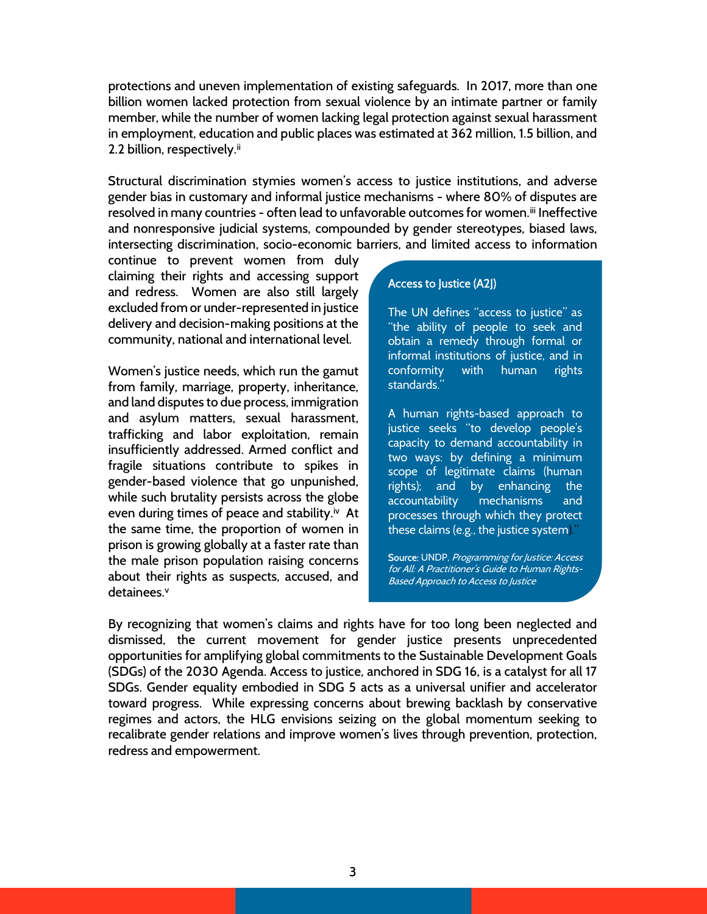protections and uneven implementation of existing safeguards. In 2017, more than one billion women lacked protection from sexual violence by an intimate partner or family member, while the number of women lacking legal protection against sexual harassment in employment, education and public places was estimated at 362 million, 1.5 billion, and 2.2 billion, respectively.[ii]

Structural discrimination stymies women's access to justice institutions, and adverse gender bias in customary and informal justice mechanisms - where 80% of disputes are resolved in many countries - often lead to unfavorable outcomes for women.[iii] Ineffective and nonresponsive judicial systems, compounded by gender stereotypes, biased laws, intersecting discrimination, socio-economic barriers, and limited access to information continue to prevent women from duly claiming their rights and accessing support and redress. Women are also still largely excluded from or under-represented in justice delivery and decision-making positions at the community, national and international level.

Women's justice needs, which run the gamut from family, marriage, property, inheritance, and land disputes to due process, immigration and asylum matters, sexual harassment, trafficking and labor exploitation, remain insufficiently addressed. Armed conflict and fragile situations contribute to spikes in gender-based violence that go unpunished, while such brutality persists across the globe even during times of peace and stability.[iv] At the same time, the proportion of women in prison is growing globally at a faster rate than the male prison population raising concerns about their rights as suspects, accused, and detainees.[v]

> **Access to Justice (A2J)**
>
> The UN defines "access to justice" as "the ability of people to seek and obtain a remedy through formal or informal institutions of justice, and in conformity with human rights standards."
>
> A human rights-based approach to justice seeks "to develop people's capacity to demand accountability in two ways: by defining a minimum scope of legitimate claims (human rights); and by enhancing the accountability mechanisms and processes through which they protect these claims (e.g., the justice system)."
>
> **Source:** UNDP, *Programming for Justice: Access for All: A Practitioner's Guide to Human Rights-Based Approach to Access to Justice*

By recognizing that women's claims and rights have for too long been neglected and dismissed, the current movement for gender justice presents unprecedented opportunities for amplifying global commitments to the Sustainable Development Goals (SDGs) of the 2030 Agenda. Access to justice, anchored in SDG 16, is a catalyst for all 17 SDGs. Gender equality embodied in SDG 5 acts as a universal unifier and accelerator toward progress. While expressing concerns about brewing backlash by conservative regimes and actors, the HLG envisions seizing on the global momentum seeking to recalibrate gender relations and improve women's lives through prevention, protection, redress and empowerment.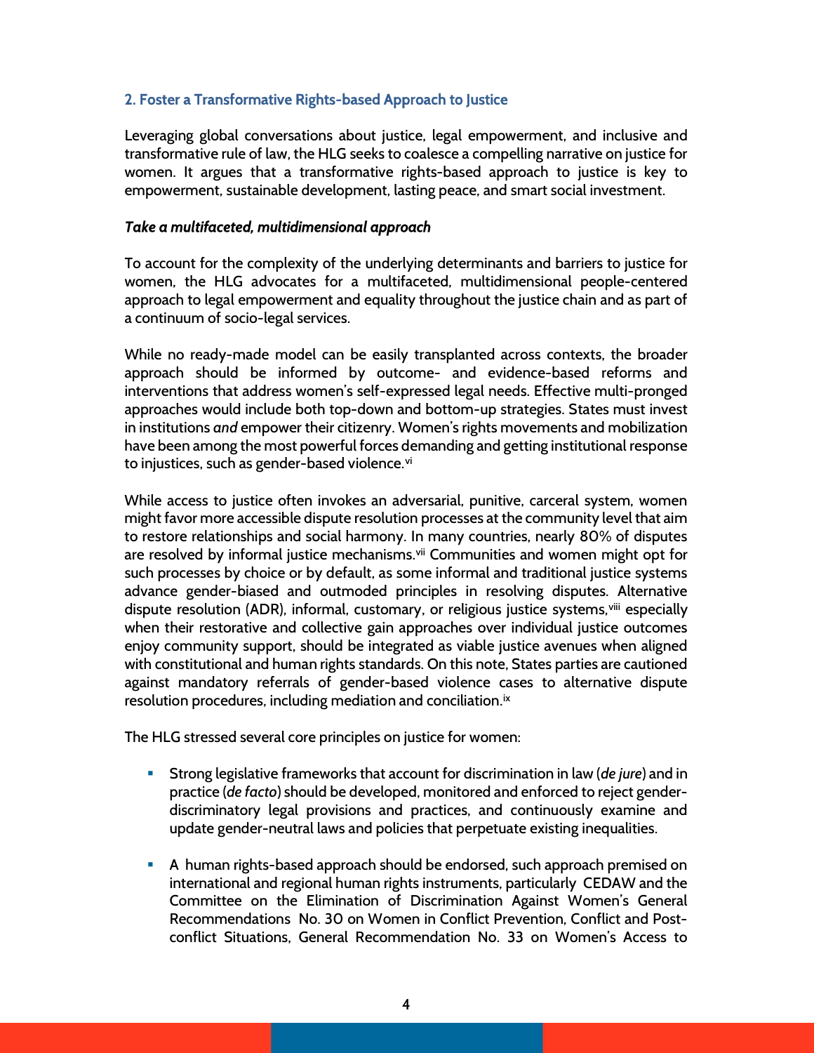## 2. Foster a Transformative Rights-based Approach to Justice

Leveraging global conversations about justice, legal empowerment, and inclusive and transformative rule of law, the HLG seeks to coalesce a compelling narrative on justice for women. It argues that a transformative rights-based approach to justice is key to empowerment, sustainable development, lasting peace, and smart social investment.

### *Take a multifaceted, multidimensional approach*

To account for the complexity of the underlying determinants and barriers to justice for women, the HLG advocates for a multifaceted, multidimensional people-centered approach to legal empowerment and equality throughout the justice chain and as part of a continuum of socio-legal services.

While no ready-made model can be easily transplanted across contexts, the broader approach should be informed by outcome- and evidence-based reforms and interventions that address women's self-expressed legal needs. Effective multi-pronged approaches would include both top-down and bottom-up strategies. States must invest in institutions *and* empower their citizenry. Women's rights movements and mobilization have been among the most powerful forces demanding and getting institutional response to injustices, such as gender-based violence.[vi]

While access to justice often invokes an adversarial, punitive, carceral system, women might favor more accessible dispute resolution processes at the community level that aim to restore relationships and social harmony. In many countries, nearly 80% of disputes are resolved by informal justice mechanisms.[vii] Communities and women might opt for such processes by choice or by default, as some informal and traditional justice systems advance gender-biased and outmoded principles in resolving disputes. Alternative dispute resolution (ADR), informal, customary, or religious justice systems,[viii] especially when their restorative and collective gain approaches over individual justice outcomes enjoy community support, should be integrated as viable justice avenues when aligned with constitutional and human rights standards. On this note, States parties are cautioned against mandatory referrals of gender-based violence cases to alternative dispute resolution procedures, including mediation and conciliation.[ix]

The HLG stressed several core principles on justice for women:

- Strong legislative frameworks that account for discrimination in law (*de jure*) and in practice (*de facto*) should be developed, monitored and enforced to reject gender-discriminatory legal provisions and practices, and continuously examine and update gender-neutral laws and policies that perpetuate existing inequalities.

- A human rights-based approach should be endorsed, such approach premised on international and regional human rights instruments, particularly CEDAW and the Committee on the Elimination of Discrimination Against Women's General Recommendations No. 30 on Women in Conflict Prevention, Conflict and Post-conflict Situations, General Recommendation No. 33 on Women's Access to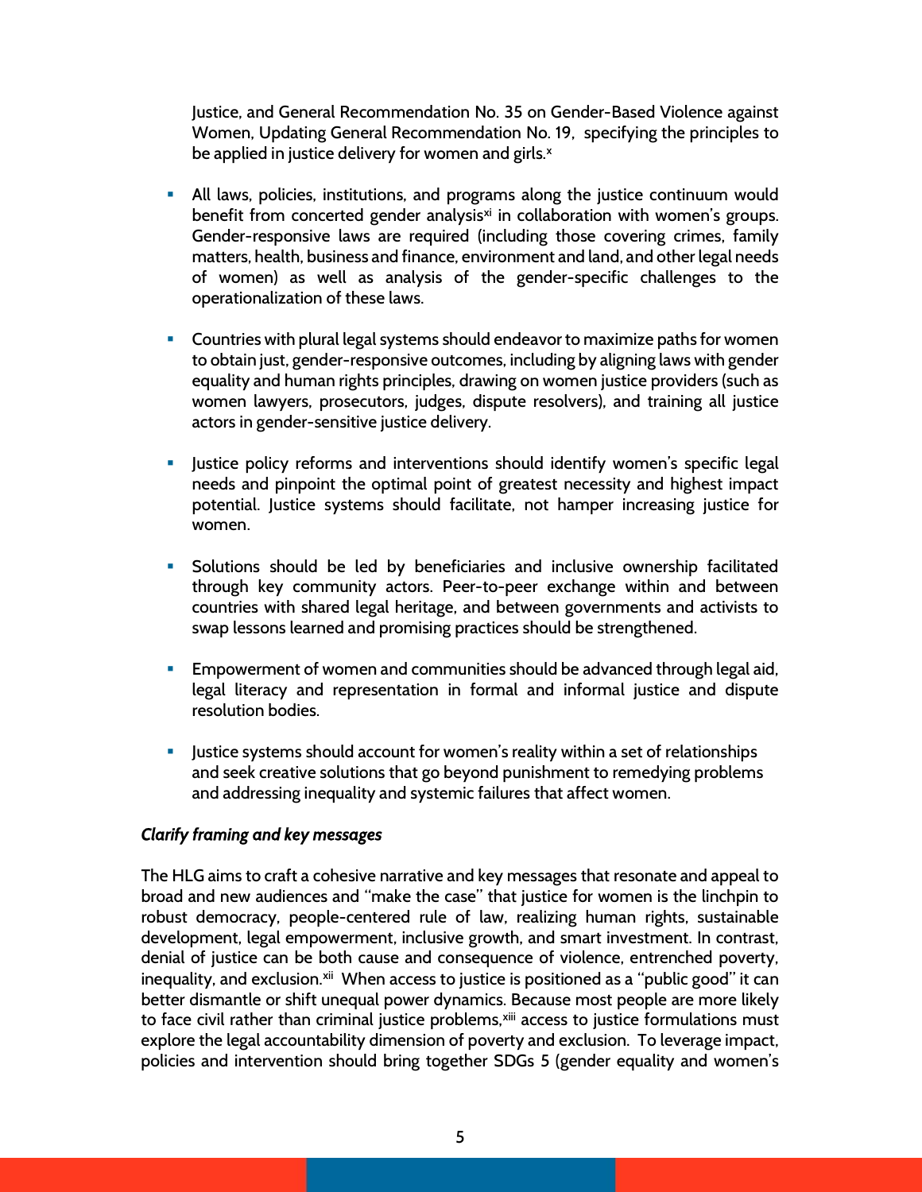Justice, and General Recommendation No. 35 on Gender-Based Violence against Women, Updating General Recommendation No. 19, specifying the principles to be applied in justice delivery for women and girls.[x]

- All laws, policies, institutions, and programs along the justice continuum would benefit from concerted gender analysis[xi] in collaboration with women's groups. Gender-responsive laws are required (including those covering crimes, family matters, health, business and finance, environment and land, and other legal needs of women) as well as analysis of the gender-specific challenges to the operationalization of these laws.

- Countries with plural legal systems should endeavor to maximize paths for women to obtain just, gender-responsive outcomes, including by aligning laws with gender equality and human rights principles, drawing on women justice providers (such as women lawyers, prosecutors, judges, dispute resolvers), and training all justice actors in gender-sensitive justice delivery.

- Justice policy reforms and interventions should identify women's specific legal needs and pinpoint the optimal point of greatest necessity and highest impact potential. Justice systems should facilitate, not hamper increasing justice for women.

- Solutions should be led by beneficiaries and inclusive ownership facilitated through key community actors. Peer-to-peer exchange within and between countries with shared legal heritage, and between governments and activists to swap lessons learned and promising practices should be strengthened.

- Empowerment of women and communities should be advanced through legal aid, legal literacy and representation in formal and informal justice and dispute resolution bodies.

- Justice systems should account for women's reality within a set of relationships and seek creative solutions that go beyond punishment to remedying problems and addressing inequality and systemic failures that affect women.

***Clarify framing and key messages***

The HLG aims to craft a cohesive narrative and key messages that resonate and appeal to broad and new audiences and "make the case" that justice for women is the linchpin to robust democracy, people-centered rule of law, realizing human rights, sustainable development, legal empowerment, inclusive growth, and smart investment. In contrast, denial of justice can be both cause and consequence of violence, entrenched poverty, inequality, and exclusion.[xii] When access to justice is positioned as a "public good" it can better dismantle or shift unequal power dynamics. Because most people are more likely to face civil rather than criminal justice problems,[xiii] access to justice formulations must explore the legal accountability dimension of poverty and exclusion. To leverage impact, policies and intervention should bring together SDGs 5 (gender equality and women's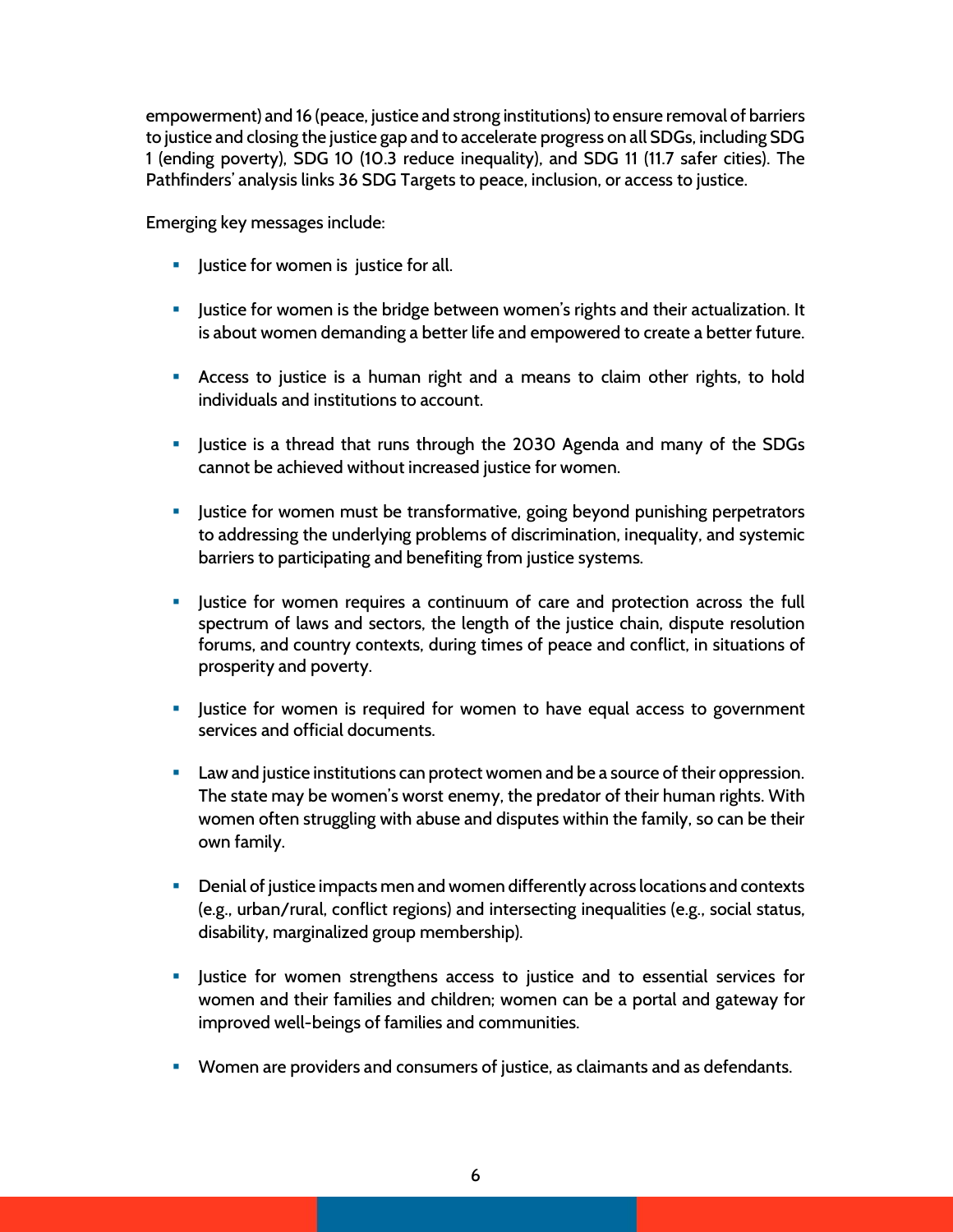empowerment) and 16 (peace, justice and strong institutions) to ensure removal of barriers to justice and closing the justice gap and to accelerate progress on all SDGs, including SDG 1 (ending poverty), SDG 10 (10.3 reduce inequality), and SDG 11 (11.7 safer cities). The Pathfinders' analysis links 36 SDG Targets to peace, inclusion, or access to justice.

Emerging key messages include:

- Justice for women is justice for all.
- Justice for women is the bridge between women's rights and their actualization. It is about women demanding a better life and empowered to create a better future.
- Access to justice is a human right and a means to claim other rights, to hold individuals and institutions to account.
- Justice is a thread that runs through the 2030 Agenda and many of the SDGs cannot be achieved without increased justice for women.
- Justice for women must be transformative, going beyond punishing perpetrators to addressing the underlying problems of discrimination, inequality, and systemic barriers to participating and benefiting from justice systems.
- Justice for women requires a continuum of care and protection across the full spectrum of laws and sectors, the length of the justice chain, dispute resolution forums, and country contexts, during times of peace and conflict, in situations of prosperity and poverty.
- Justice for women is required for women to have equal access to government services and official documents.
- Law and justice institutions can protect women and be a source of their oppression. The state may be women's worst enemy, the predator of their human rights. With women often struggling with abuse and disputes within the family, so can be their own family.
- Denial of justice impacts men and women differently across locations and contexts (e.g., urban/rural, conflict regions) and intersecting inequalities (e.g., social status, disability, marginalized group membership).
- Justice for women strengthens access to justice and to essential services for women and their families and children; women can be a portal and gateway for improved well-beings of families and communities.
- Women are providers and consumers of justice, as claimants and as defendants.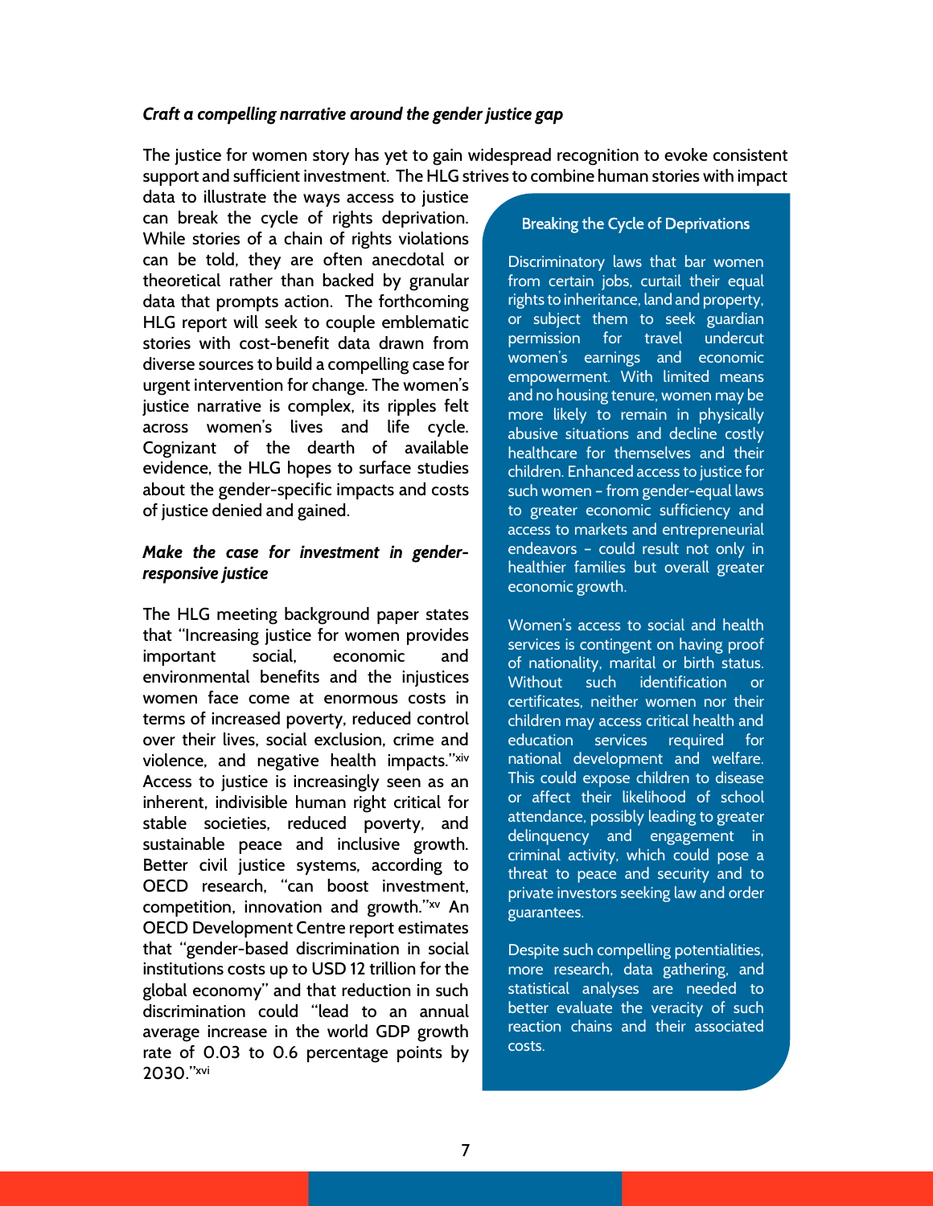### *Craft a compelling narrative around the gender justice gap*

The justice for women story has yet to gain widespread recognition to evoke consistent support and sufficient investment. The HLG strives to combine human stories with impact data to illustrate the ways access to justice can break the cycle of rights deprivation. While stories of a chain of rights violations can be told, they are often anecdotal or theoretical rather than backed by granular data that prompts action. The forthcoming HLG report will seek to couple emblematic stories with cost-benefit data drawn from diverse sources to build a compelling case for urgent intervention for change. The women's justice narrative is complex, its ripples felt across women's lives and life cycle. Cognizant of the dearth of available evidence, the HLG hopes to surface studies about the gender-specific impacts and costs of justice denied and gained.

### *Make the case for investment in gender-responsive justice*

The HLG meeting background paper states that "Increasing justice for women provides important social, economic and environmental benefits and the injustices women face come at enormous costs in terms of increased poverty, reduced control over their lives, social exclusion, crime and violence, and negative health impacts."[xiv] Access to justice is increasingly seen as an inherent, indivisible human right critical for stable societies, reduced poverty, and sustainable peace and inclusive growth. Better civil justice systems, according to OECD research, "can boost investment, competition, innovation and growth."[xv] An OECD Development Centre report estimates that "gender-based discrimination in social institutions costs up to USD 12 trillion for the global economy" and that reduction in such discrimination could "lead to an annual average increase in the world GDP growth rate of 0.03 to 0.6 percentage points by 2030."[xvi]

#### Breaking the Cycle of Deprivations

Discriminatory laws that bar women from certain jobs, curtail their equal rights to inheritance, land and property, or subject them to seek guardian permission for travel undercut women's earnings and economic empowerment. With limited means and no housing tenure, women may be more likely to remain in physically abusive situations and decline costly healthcare for themselves and their children. Enhanced access to justice for such women – from gender-equal laws to greater economic sufficiency and access to markets and entrepreneurial endeavors – could result not only in healthier families but overall greater economic growth.

Women's access to social and health services is contingent on having proof of nationality, marital or birth status. Without such identification or certificates, neither women nor their children may access critical health and education services required for national development and welfare. This could expose children to disease or affect their likelihood of school attendance, possibly leading to greater delinquency and engagement in criminal activity, which could pose a threat to peace and security and to private investors seeking law and order guarantees.

Despite such compelling potentialities, more research, data gathering, and statistical analyses are needed to better evaluate the veracity of such reaction chains and their associated costs.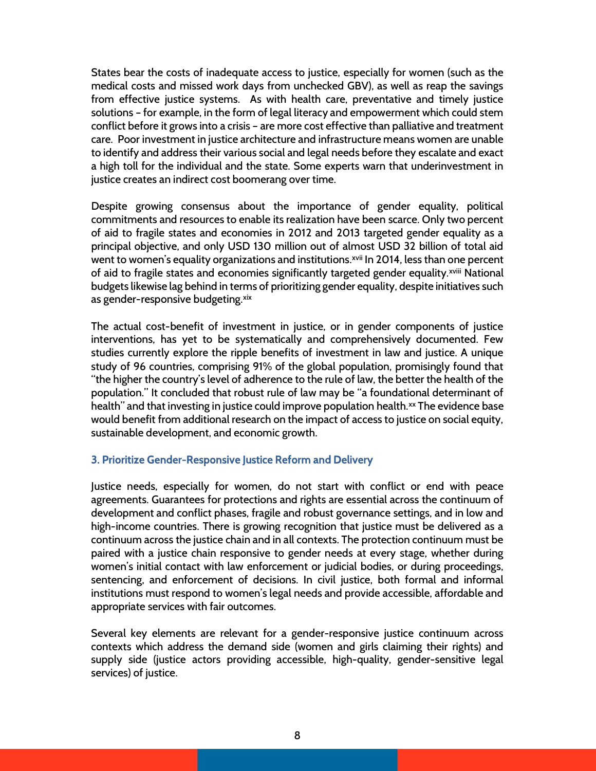States bear the costs of inadequate access to justice, especially for women (such as the medical costs and missed work days from unchecked GBV), as well as reap the savings from effective justice systems. As with health care, preventative and timely justice solutions – for example, in the form of legal literacy and empowerment which could stem conflict before it grows into a crisis – are more cost effective than palliative and treatment care. Poor investment in justice architecture and infrastructure means women are unable to identify and address their various social and legal needs before they escalate and exact a high toll for the individual and the state. Some experts warn that underinvestment in justice creates an indirect cost boomerang over time.

Despite growing consensus about the importance of gender equality, political commitments and resources to enable its realization have been scarce. Only two percent of aid to fragile states and economies in 2012 and 2013 targeted gender equality as a principal objective, and only USD 130 million out of almost USD 32 billion of total aid went to women's equality organizations and institutions.[xvii] In 2014, less than one percent of aid to fragile states and economies significantly targeted gender equality.[xviii] National budgets likewise lag behind in terms of prioritizing gender equality, despite initiatives such as gender-responsive budgeting.[xix]

The actual cost-benefit of investment in justice, or in gender components of justice interventions, has yet to be systematically and comprehensively documented. Few studies currently explore the ripple benefits of investment in law and justice. A unique study of 96 countries, comprising 91% of the global population, promisingly found that "the higher the country's level of adherence to the rule of law, the better the health of the population." It concluded that robust rule of law may be "a foundational determinant of health" and that investing in justice could improve population health.[xx] The evidence base would benefit from additional research on the impact of access to justice on social equity, sustainable development, and economic growth.

### 3. Prioritize Gender-Responsive Justice Reform and Delivery

Justice needs, especially for women, do not start with conflict or end with peace agreements. Guarantees for protections and rights are essential across the continuum of development and conflict phases, fragile and robust governance settings, and in low and high-income countries. There is growing recognition that justice must be delivered as a continuum across the justice chain and in all contexts. The protection continuum must be paired with a justice chain responsive to gender needs at every stage, whether during women's initial contact with law enforcement or judicial bodies, or during proceedings, sentencing, and enforcement of decisions. In civil justice, both formal and informal institutions must respond to women's legal needs and provide accessible, affordable and appropriate services with fair outcomes.

Several key elements are relevant for a gender-responsive justice continuum across contexts which address the demand side (women and girls claiming their rights) and supply side (justice actors providing accessible, high-quality, gender-sensitive legal services) of justice.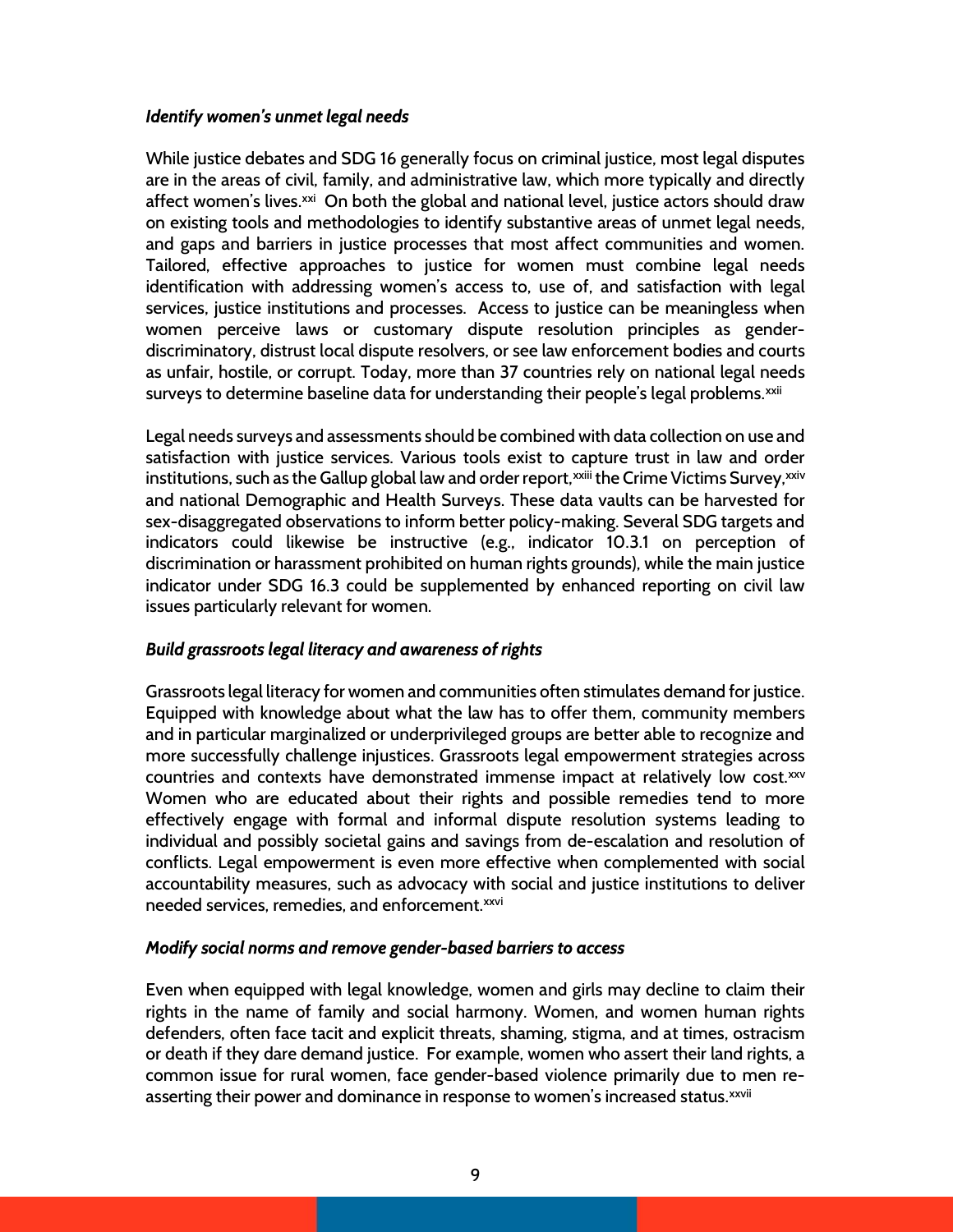### *Identify women's unmet legal needs*

While justice debates and SDG 16 generally focus on criminal justice, most legal disputes are in the areas of civil, family, and administrative law, which more typically and directly affect women's lives.[xxi] On both the global and national level, justice actors should draw on existing tools and methodologies to identify substantive areas of unmet legal needs, and gaps and barriers in justice processes that most affect communities and women. Tailored, effective approaches to justice for women must combine legal needs identification with addressing women's access to, use of, and satisfaction with legal services, justice institutions and processes. Access to justice can be meaningless when women perceive laws or customary dispute resolution principles as gender-discriminatory, distrust local dispute resolvers, or see law enforcement bodies and courts as unfair, hostile, or corrupt. Today, more than 37 countries rely on national legal needs surveys to determine baseline data for understanding their people's legal problems.[xxii]

Legal needs surveys and assessments should be combined with data collection on use and satisfaction with justice services. Various tools exist to capture trust in law and order institutions, such as the Gallup global law and order report,[xxiii] the Crime Victims Survey,[xxiv] and national Demographic and Health Surveys. These data vaults can be harvested for sex-disaggregated observations to inform better policy-making. Several SDG targets and indicators could likewise be instructive (e.g., indicator 10.3.1 on perception of discrimination or harassment prohibited on human rights grounds), while the main justice indicator under SDG 16.3 could be supplemented by enhanced reporting on civil law issues particularly relevant for women.

### *Build grassroots legal literacy and awareness of rights*

Grassroots legal literacy for women and communities often stimulates demand for justice. Equipped with knowledge about what the law has to offer them, community members and in particular marginalized or underprivileged groups are better able to recognize and more successfully challenge injustices. Grassroots legal empowerment strategies across countries and contexts have demonstrated immense impact at relatively low cost.[xxv] Women who are educated about their rights and possible remedies tend to more effectively engage with formal and informal dispute resolution systems leading to individual and possibly societal gains and savings from de-escalation and resolution of conflicts. Legal empowerment is even more effective when complemented with social accountability measures, such as advocacy with social and justice institutions to deliver needed services, remedies, and enforcement.[xxvi]

### *Modify social norms and remove gender-based barriers to access*

Even when equipped with legal knowledge, women and girls may decline to claim their rights in the name of family and social harmony. Women, and women human rights defenders, often face tacit and explicit threats, shaming, stigma, and at times, ostracism or death if they dare demand justice. For example, women who assert their land rights, a common issue for rural women, face gender-based violence primarily due to men re-asserting their power and dominance in response to women's increased status.[xxvii]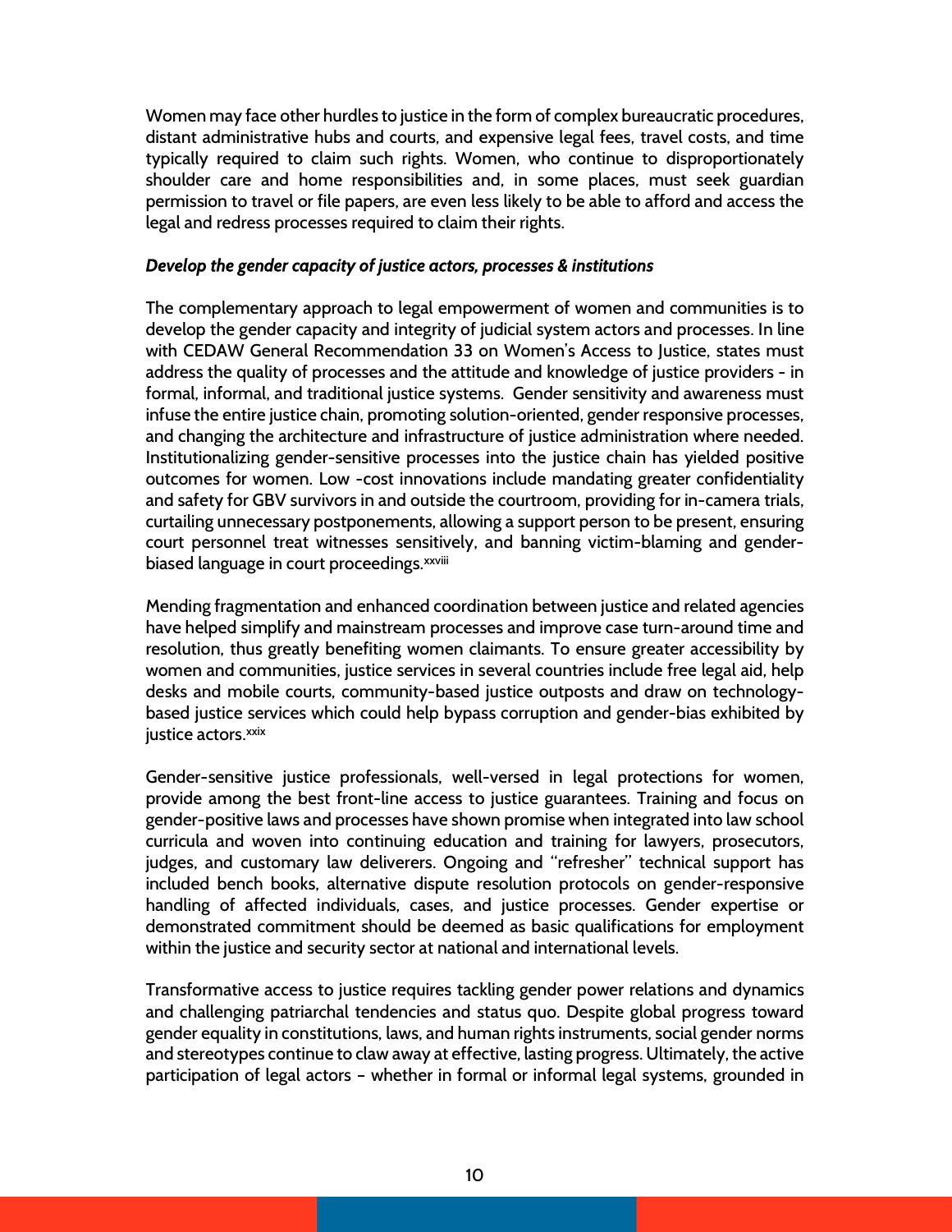Women may face other hurdles to justice in the form of complex bureaucratic procedures, distant administrative hubs and courts, and expensive legal fees, travel costs, and time typically required to claim such rights. Women, who continue to disproportionately shoulder care and home responsibilities and, in some places, must seek guardian permission to travel or file papers, are even less likely to be able to afford and access the legal and redress processes required to claim their rights.

***Develop the gender capacity of justice actors, processes & institutions***

The complementary approach to legal empowerment of women and communities is to develop the gender capacity and integrity of judicial system actors and processes. In line with CEDAW General Recommendation 33 on Women's Access to Justice, states must address the quality of processes and the attitude and knowledge of justice providers - in formal, informal, and traditional justice systems. Gender sensitivity and awareness must infuse the entire justice chain, promoting solution-oriented, gender responsive processes, and changing the architecture and infrastructure of justice administration where needed. Institutionalizing gender-sensitive processes into the justice chain has yielded positive outcomes for women. Low -cost innovations include mandating greater confidentiality and safety for GBV survivors in and outside the courtroom, providing for in-camera trials, curtailing unnecessary postponements, allowing a support person to be present, ensuring court personnel treat witnesses sensitively, and banning victim-blaming and gender-biased language in court proceedings.[xxviii]

Mending fragmentation and enhanced coordination between justice and related agencies have helped simplify and mainstream processes and improve case turn-around time and resolution, thus greatly benefiting women claimants. To ensure greater accessibility by women and communities, justice services in several countries include free legal aid, help desks and mobile courts, community-based justice outposts and draw on technology-based justice services which could help bypass corruption and gender-bias exhibited by justice actors.[xxix]

Gender-sensitive justice professionals, well-versed in legal protections for women, provide among the best front-line access to justice guarantees. Training and focus on gender-positive laws and processes have shown promise when integrated into law school curricula and woven into continuing education and training for lawyers, prosecutors, judges, and customary law deliverers. Ongoing and "refresher" technical support has included bench books, alternative dispute resolution protocols on gender-responsive handling of affected individuals, cases, and justice processes. Gender expertise or demonstrated commitment should be deemed as basic qualifications for employment within the justice and security sector at national and international levels.

Transformative access to justice requires tackling gender power relations and dynamics and challenging patriarchal tendencies and status quo. Despite global progress toward gender equality in constitutions, laws, and human rights instruments, social gender norms and stereotypes continue to claw away at effective, lasting progress. Ultimately, the active participation of legal actors – whether in formal or informal legal systems, grounded in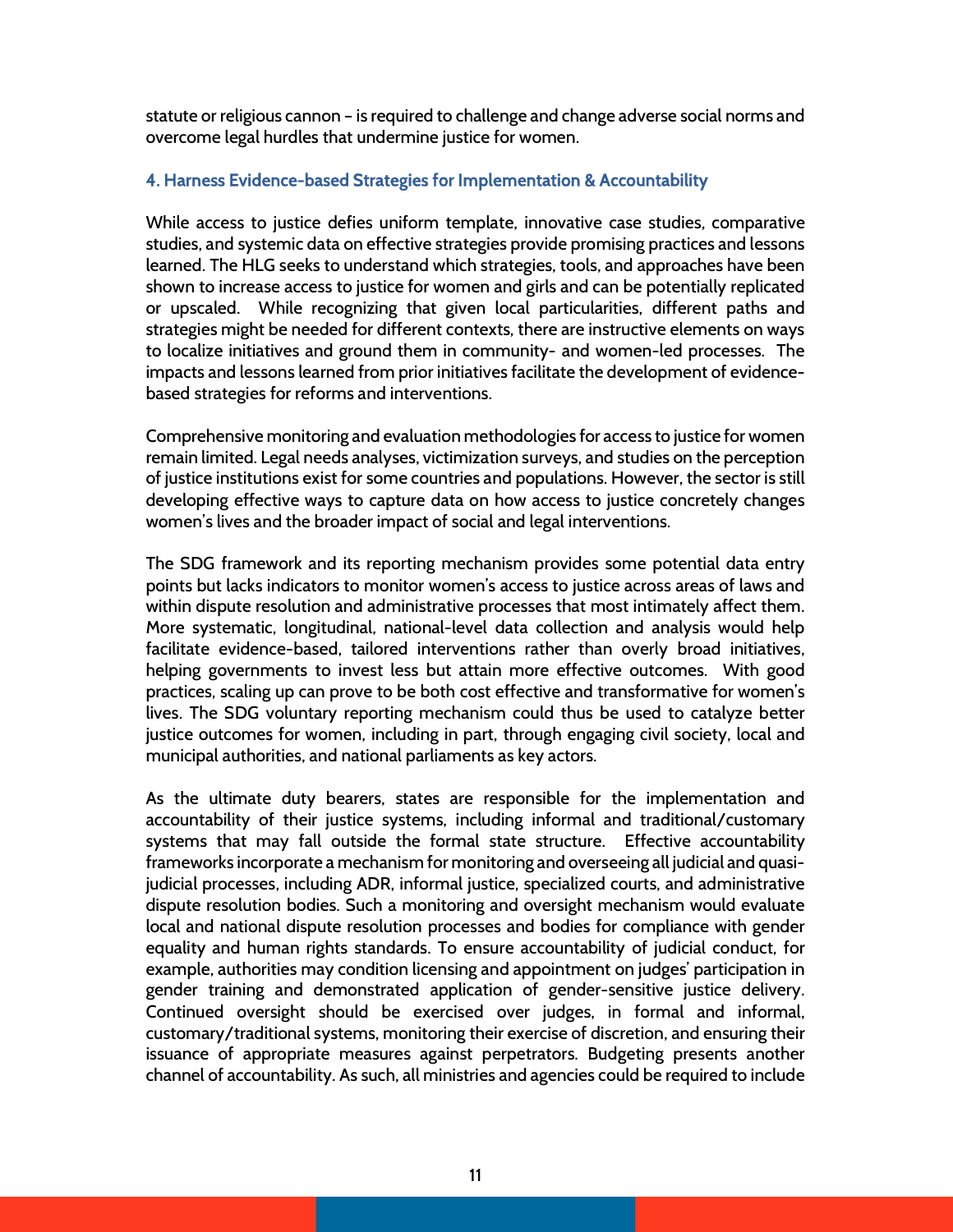statute or religious cannon – is required to challenge and change adverse social norms and overcome legal hurdles that undermine justice for women.

### 4. Harness Evidence-based Strategies for Implementation & Accountability

While access to justice defies uniform template, innovative case studies, comparative studies, and systemic data on effective strategies provide promising practices and lessons learned. The HLG seeks to understand which strategies, tools, and approaches have been shown to increase access to justice for women and girls and can be potentially replicated or upscaled. While recognizing that given local particularities, different paths and strategies might be needed for different contexts, there are instructive elements on ways to localize initiatives and ground them in community- and women-led processes. The impacts and lessons learned from prior initiatives facilitate the development of evidence-based strategies for reforms and interventions.

Comprehensive monitoring and evaluation methodologies for access to justice for women remain limited. Legal needs analyses, victimization surveys, and studies on the perception of justice institutions exist for some countries and populations. However, the sector is still developing effective ways to capture data on how access to justice concretely changes women's lives and the broader impact of social and legal interventions.

The SDG framework and its reporting mechanism provides some potential data entry points but lacks indicators to monitor women's access to justice across areas of laws and within dispute resolution and administrative processes that most intimately affect them. More systematic, longitudinal, national-level data collection and analysis would help facilitate evidence-based, tailored interventions rather than overly broad initiatives, helping governments to invest less but attain more effective outcomes. With good practices, scaling up can prove to be both cost effective and transformative for women's lives. The SDG voluntary reporting mechanism could thus be used to catalyze better justice outcomes for women, including in part, through engaging civil society, local and municipal authorities, and national parliaments as key actors.

As the ultimate duty bearers, states are responsible for the implementation and accountability of their justice systems, including informal and traditional/customary systems that may fall outside the formal state structure. Effective accountability frameworks incorporate a mechanism for monitoring and overseeing all judicial and quasi-judicial processes, including ADR, informal justice, specialized courts, and administrative dispute resolution bodies. Such a monitoring and oversight mechanism would evaluate local and national dispute resolution processes and bodies for compliance with gender equality and human rights standards. To ensure accountability of judicial conduct, for example, authorities may condition licensing and appointment on judges' participation in gender training and demonstrated application of gender-sensitive justice delivery. Continued oversight should be exercised over judges, in formal and informal, customary/traditional systems, monitoring their exercise of discretion, and ensuring their issuance of appropriate measures against perpetrators. Budgeting presents another channel of accountability. As such, all ministries and agencies could be required to include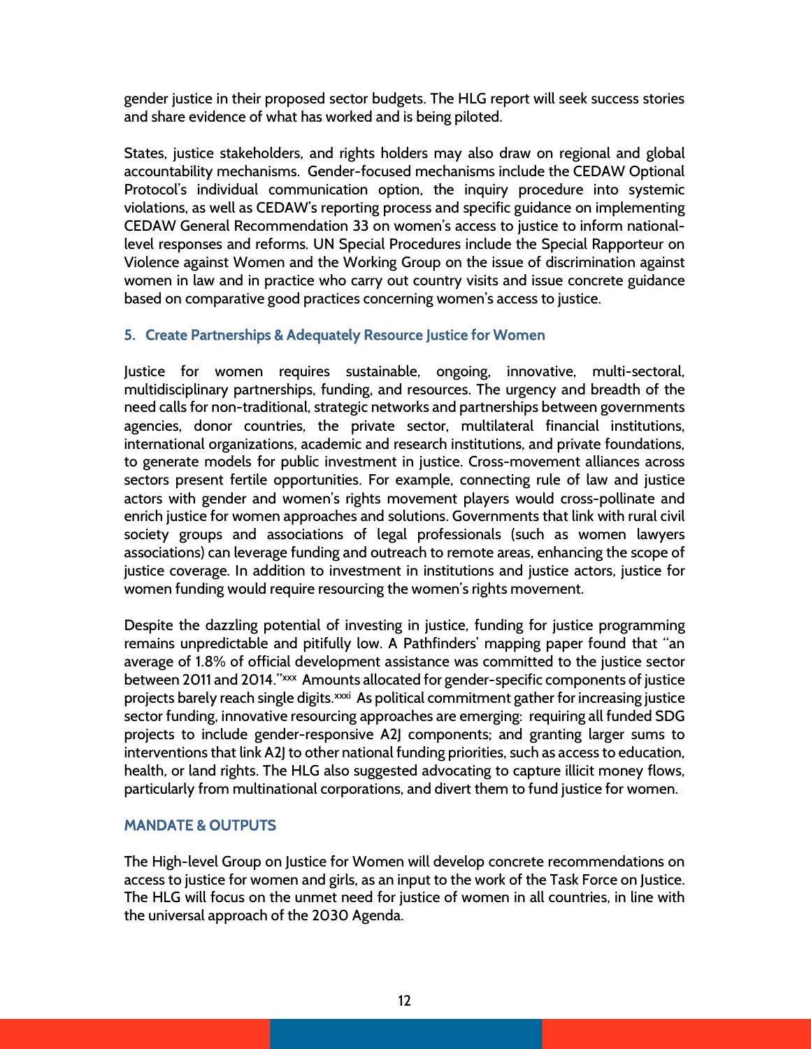gender justice in their proposed sector budgets. The HLG report will seek success stories and share evidence of what has worked and is being piloted.

States, justice stakeholders, and rights holders may also draw on regional and global accountability mechanisms. Gender-focused mechanisms include the CEDAW Optional Protocol's individual communication option, the inquiry procedure into systemic violations, as well as CEDAW's reporting process and specific guidance on implementing CEDAW General Recommendation 33 on women's access to justice to inform national-level responses and reforms. UN Special Procedures include the Special Rapporteur on Violence against Women and the Working Group on the issue of discrimination against women in law and in practice who carry out country visits and issue concrete guidance based on comparative good practices concerning women's access to justice.

### 5. Create Partnerships & Adequately Resource Justice for Women

Justice for women requires sustainable, ongoing, innovative, multi-sectoral, multidisciplinary partnerships, funding, and resources. The urgency and breadth of the need calls for non-traditional, strategic networks and partnerships between governments agencies, donor countries, the private sector, multilateral financial institutions, international organizations, academic and research institutions, and private foundations, to generate models for public investment in justice. Cross-movement alliances across sectors present fertile opportunities. For example, connecting rule of law and justice actors with gender and women's rights movement players would cross-pollinate and enrich justice for women approaches and solutions. Governments that link with rural civil society groups and associations of legal professionals (such as women lawyers associations) can leverage funding and outreach to remote areas, enhancing the scope of justice coverage. In addition to investment in institutions and justice actors, justice for women funding would require resourcing the women's rights movement.

Despite the dazzling potential of investing in justice, funding for justice programming remains unpredictable and pitifully low. A Pathfinders' mapping paper found that "an average of 1.8% of official development assistance was committed to the justice sector between 2011 and 2014."[xxx] Amounts allocated for gender-specific components of justice projects barely reach single digits.[xxxi] As political commitment gather for increasing justice sector funding, innovative resourcing approaches are emerging: requiring all funded SDG projects to include gender-responsive A2J components; and granting larger sums to interventions that link A2J to other national funding priorities, such as access to education, health, or land rights. The HLG also suggested advocating to capture illicit money flows, particularly from multinational corporations, and divert them to fund justice for women.

## MANDATE & OUTPUTS

The High-level Group on Justice for Women will develop concrete recommendations on access to justice for women and girls, as an input to the work of the Task Force on Justice. The HLG will focus on the unmet need for justice of women in all countries, in line with the universal approach of the 2030 Agenda.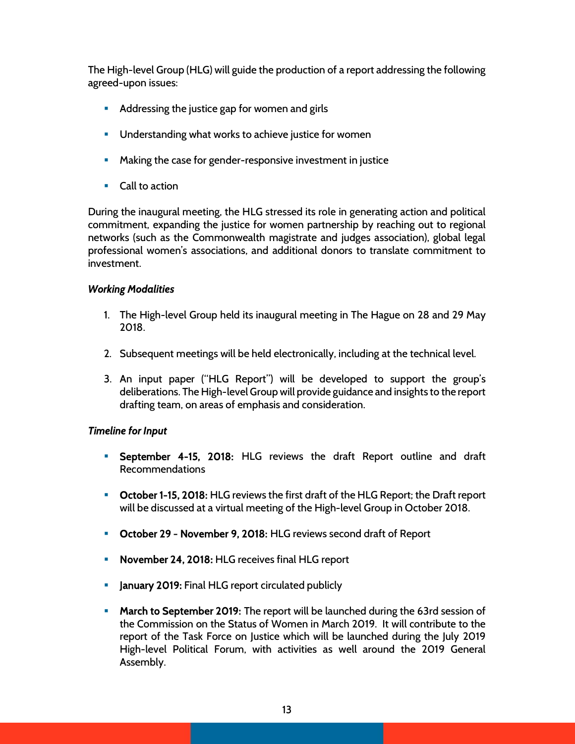The High-level Group (HLG) will guide the production of a report addressing the following agreed-upon issues:

- Addressing the justice gap for women and girls
- Understanding what works to achieve justice for women
- Making the case for gender-responsive investment in justice
- Call to action

During the inaugural meeting, the HLG stressed its role in generating action and political commitment, expanding the justice for women partnership by reaching out to regional networks (such as the Commonwealth magistrate and judges association), global legal professional women's associations, and additional donors to translate commitment to investment.

***Working Modalities***

1. The High-level Group held its inaugural meeting in The Hague on 28 and 29 May 2018.
2. Subsequent meetings will be held electronically, including at the technical level.
3. An input paper ("HLG Report") will be developed to support the group's deliberations. The High-level Group will provide guidance and insights to the report drafting team, on areas of emphasis and consideration.

***Timeline for Input***

- **September 4-15, 2018:** HLG reviews the draft Report outline and draft Recommendations
- **October 1-15, 2018:** HLG reviews the first draft of the HLG Report; the Draft report will be discussed at a virtual meeting of the High-level Group in October 2018.
- **October 29 - November 9, 2018:** HLG reviews second draft of Report
- **November 24, 2018:** HLG receives final HLG report
- **January 2019:** Final HLG report circulated publicly
- **March to September 2019:** The report will be launched during the 63rd session of the Commission on the Status of Women in March 2019. It will contribute to the report of the Task Force on Justice which will be launched during the July 2019 High-level Political Forum, with activities as well around the 2019 General Assembly.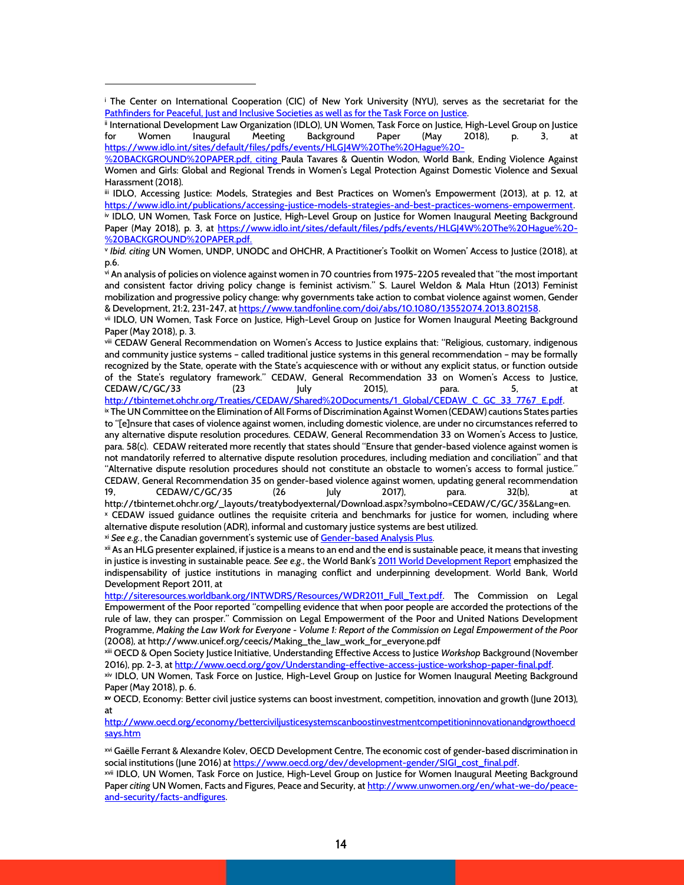[i] The Center on International Cooperation (CIC) of New York University (NYU), serves as the secretariat for the Pathfinders for Peaceful, Just and Inclusive Societies as well as for the Task Force on Justice.

[ii] International Development Law Organization (IDLO), UN Women, Task Force on Justice, High-Level Group on Justice for Women Inaugural Meeting Background Paper (May 2018), p. 3, at https://www.idlo.int/sites/default/files/pdfs/events/HLGJ4W%20The%20Hague%20-%20BACKGROUND%20PAPER.pdf, citing Paula Tavares & Quentin Wodon, World Bank, Ending Violence Against Women and Girls: Global and Regional Trends in Women's Legal Protection Against Domestic Violence and Sexual Harassment (2018).

[iii] IDLO, Accessing Justice: Models, Strategies and Best Practices on Women's Empowerment (2013), at p. 12, at https://www.idlo.int/publications/accessing-justice-models-strategies-and-best-practices-womens-empowerment.

[iv] IDLO, UN Women, Task Force on Justice, High-Level Group on Justice for Women Inaugural Meeting Background Paper (May 2018), p. 3, at https://www.idlo.int/sites/default/files/pdfs/events/HLGJ4W%20The%20Hague%20-%20BACKGROUND%20PAPER.pdf.

[v] *Ibid. citing* UN Women, UNDP, UNODC and OHCHR, A Practitioner's Toolkit on Women' Access to Justice (2018), at p.6.

[vi] An analysis of policies on violence against women in 70 countries from 1975-2205 revealed that "the most important and consistent factor driving policy change is feminist activism." S. Laurel Weldon & Mala Htun (2013) Feminist mobilization and progressive policy change: why governments take action to combat violence against women, Gender & Development, 21:2, 231-247, at https://www.tandfonline.com/doi/abs/10.1080/13552074.2013.802158.

[vii] IDLO, UN Women, Task Force on Justice, High-Level Group on Justice for Women Inaugural Meeting Background Paper (May 2018), p. 3.

[viii] CEDAW General Recommendation on Women's Access to Justice explains that: "Religious, customary, indigenous and community justice systems – called traditional justice systems in this general recommendation – may be formally recognized by the State, operate with the State's acquiescence with or without any explicit status, or function outside of the State's regulatory framework." CEDAW, General Recommendation 33 on Women's Access to Justice, CEDAW/C/GC/33 (23 July 2015), para. 5, at http://tbinternet.ohchr.org/Treaties/CEDAW/Shared%20Documents/1_Global/CEDAW_C_GC_33_7767_E.pdf.

[ix] The UN Committee on the Elimination of All Forms of Discrimination Against Women (CEDAW) cautions States parties to "[e]nsure that cases of violence against women, including domestic violence, are under no circumstances referred to any alternative dispute resolution procedures. CEDAW, General Recommendation 33 on Women's Access to Justice, para. 58(c). CEDAW reiterated more recently that states should "Ensure that gender-based violence against women is not mandatorily referred to alternative dispute resolution procedures, including mediation and conciliation" and that "Alternative dispute resolution procedures should not constitute an obstacle to women's access to formal justice." CEDAW, General Recommendation 35 on gender-based violence against women, updating general recommendation 19, CEDAW/C/GC/35 (26 July 2017), para. 32(b), at http://tbinternet.ohchr.org/_layouts/treatybodyexternal/Download.aspx?symbolno=CEDAW/C/GC/35&Lang=en.

[x] CEDAW issued guidance outlines the requisite criteria and benchmarks for justice for women, including where alternative dispute resolution (ADR), informal and customary justice systems are best utilized.

[xi] *See e.g.*, the Canadian government's systemic use of Gender-based Analysis Plus.

[xii] As an HLG presenter explained, if justice is a means to an end and the end is sustainable peace, it means that investing in justice is investing in sustainable peace. *See e.g.*, the World Bank's 2011 World Development Report emphasized the indispensability of justice institutions in managing conflict and underpinning development. World Bank, World Development Report 2011, at http://siteresources.worldbank.org/INTWDRS/Resources/WDR2011_Full_Text.pdf. The Commission on Legal Empowerment of the Poor reported "compelling evidence that when poor people are accorded the protections of the rule of law, they can prosper." Commission on Legal Empowerment of the Poor and United Nations Development Programme, *Making the Law Work for Everyone - Volume 1: Report of the Commission on Legal Empowerment of the Poor* (2008), at http://www.unicef.org/ceecis/Making_the_law_work_for_everyone.pdf

[xiii] OECD & Open Society Justice Initiative, Understanding Effective Access to Justice *Workshop* Background (November 2016), pp. 2-3, at http://www.oecd.org/gov/Understanding-effective-access-justice-workshop-paper-final.pdf.

[xiv] IDLO, UN Women, Task Force on Justice, High-Level Group on Justice for Women Inaugural Meeting Background Paper (May 2018), p. 6.

[xv] OECD, Economy: Better civil justice systems can boost investment, competition, innovation and growth (June 2013), at http://www.oecd.org/economy/bettercivijusticesystemscanboostinvestmentcompetitioninnovationandgrowthoecdsays.htm

[xvi] Gaëlle Ferrant & Alexandre Kolev, OECD Development Centre, The economic cost of gender-based discrimination in social institutions (June 2016) at https://www.oecd.org/dev/development-gender/SIGI_cost_final.pdf.

[xvii] IDLO, UN Women, Task Force on Justice, High-Level Group on Justice for Women Inaugural Meeting Background Paper *citing* UN Women, Facts and Figures, Peace and Security, at http://www.unwomen.org/en/what-we-do/peace-and-security/facts-andfigures.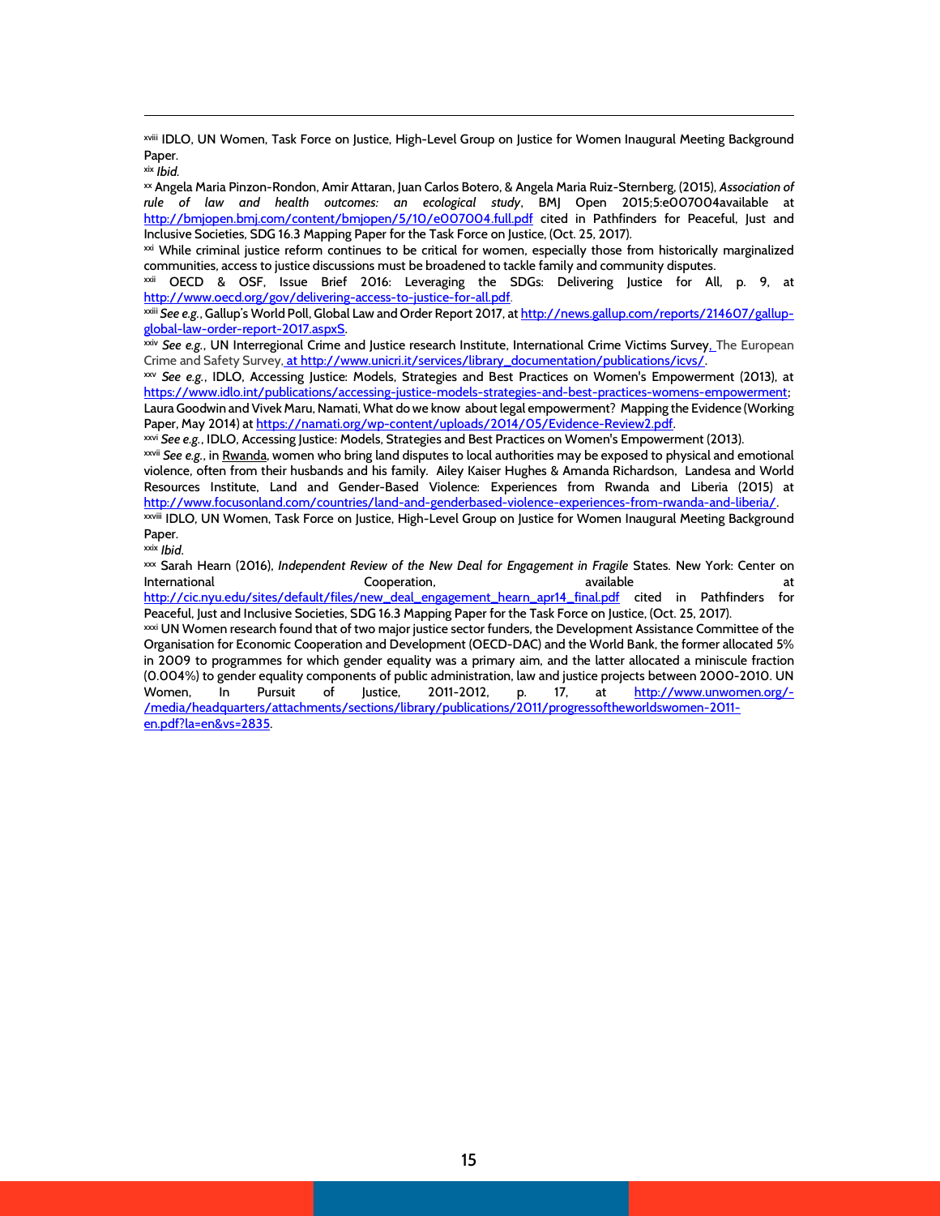[xviii] IDLO, UN Women, Task Force on Justice, High-Level Group on Justice for Women Inaugural Meeting Background Paper.

[xix] *Ibid.*

[xx] Angela Maria Pinzon-Rondon, Amir Attaran, Juan Carlos Botero, & Angela Maria Ruiz-Sternberg, (2015), *Association of rule of law and health outcomes: an ecological study*, BMJ Open 2015;5:e007004available at http://bmjopen.bmj.com/content/bmjopen/5/10/e007004.full.pdf cited in Pathfinders for Peaceful, Just and Inclusive Societies, SDG 16.3 Mapping Paper for the Task Force on Justice, (Oct. 25, 2017).

[xxi] While criminal justice reform continues to be critical for women, especially those from historically marginalized communities, access to justice discussions must be broadened to tackle family and community disputes.

[xxii] OECD & OSF, Issue Brief 2016: Leveraging the SDGs: Delivering Justice for All, p. 9, at http://www.oecd.org/gov/delivering-access-to-justice-for-all.pdf.

[xxiii] *See e.g.*, Gallup's World Poll, Global Law and Order Report 2017, at http://news.gallup.com/reports/214607/gallup-global-law-order-report-2017.aspxS.

[xxiv] *See e.g.*, UN Interregional Crime and Justice research Institute, International Crime Victims Survey, The European Crime and Safety Survey, at http://www.unicri.it/services/library_documentation/publications/icvs/.

[xxv] *See e.g.*, IDLO, Accessing Justice: Models, Strategies and Best Practices on Women's Empowerment (2013), at https://www.idlo.int/publications/accessing-justice-models-strategies-and-best-practices-womens-empowerment; Laura Goodwin and Vivek Maru, Namati, What do we know about legal empowerment? Mapping the Evidence (Working Paper, May 2014) at https://namati.org/wp-content/uploads/2014/05/Evidence-Review2.pdf.

[xxvi] *See e.g.*, IDLO, Accessing Justice: Models, Strategies and Best Practices on Women's Empowerment (2013).

[xxvii] *See e.g.*, in Rwanda, women who bring land disputes to local authorities may be exposed to physical and emotional violence, often from their husbands and his family. Ailey Kaiser Hughes & Amanda Richardson, Landesa and World Resources Institute, Land and Gender-Based Violence: Experiences from Rwanda and Liberia (2015) at http://www.focusonland.com/countries/land-and-genderbased-violence-experiences-from-rwanda-and-liberia/.

[xxviii] IDLO, UN Women, Task Force on Justice, High-Level Group on Justice for Women Inaugural Meeting Background Paper.

[xxix] *Ibid.*

[xxx] Sarah Hearn (2016), *Independent Review of the New Deal for Engagement in Fragile* States. New York: Center on International Cooperation, available at http://cic.nyu.edu/sites/default/files/new_deal_engagement_hearn_apr14_final.pdf cited in Pathfinders for Peaceful, Just and Inclusive Societies, SDG 16.3 Mapping Paper for the Task Force on Justice, (Oct. 25, 2017).

[xxxi] UN Women research found that of two major justice sector funders, the Development Assistance Committee of the Organisation for Economic Cooperation and Development (OECD-DAC) and the World Bank, the former allocated 5% in 2009 to programmes for which gender equality was a primary aim, and the latter allocated a miniscule fraction (0.004%) to gender equality components of public administration, law and justice projects between 2000-2010. UN Women, In Pursuit of Justice, 2011-2012, p. 17, at http://www.unwomen.org/-/media/headquarters/attachments/sections/library/publications/2011/progressoftheworldswomen-2011-en.pdf?la=en&vs=2835.